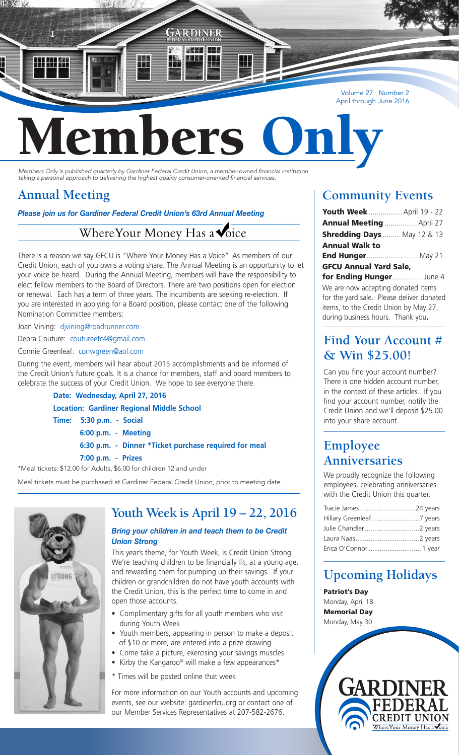Volume 27 · Number 2
April through June 2016

# Members Only

*Members Only is published quarterly by Gardiner Federal Credit Union, a member-owned financial institution taking a personal approach to delivering the highest quality consumer-oriented financial services.*

## Annual Meeting

***Please join us for Gardiner Federal Credit Union's 63rd Annual Meeting***

### Where Your Money Has a Voice

There is a reason we say GFCU is "Where Your Money Has a Voice". As members of our Credit Union, each of you owns a voting share. The Annual Meeting is an opportunity to let your voice be heard. During the Annual Meeting, members will have the responsibility to elect fellow members to the Board of Directors. There are two positions open for election or renewal. Each has a term of three years. The incumbents are seeking re-election. If you are interested in applying for a Board position, please contact one of the following Nomination Committee members:

Joan Vining: djvining@roadrunner.com

Debra Couture: coutureetc4@gmail.com

Connie Greenleaf: conwgreen@aol.com

During the event, members will hear about 2015 accomplishments and be informed of the Credit Union's future goals. It is a chance for members, staff and board members to celebrate the success of your Credit Union. We hope to see everyone there.

**Date: Wednesday, April 27, 2016**

**Location: Gardiner Regional Middle School**

**Time: 5:30 p.m. - Social**

**6:00 p.m. - Meeting**

**6:30 p.m. - Dinner *Ticket purchase required for meal**

**7:00 p.m. - Prizes**

*Meal tickets: $12.00 for Adults, $6.00 for children 12 and under

Meal tickets must be purchased at Gardiner Federal Credit Union, prior to meeting date.

## Youth Week is April 19 – 22, 2016

***Bring your children in and teach them to be Credit Union Strong***

This year's theme, for Youth Week, is Credit Union Strong. We're teaching children to be financially fit, at a young age, and rewarding them for pumping up their savings. If your children or grandchildren do not have youth accounts with the Credit Union, this is the perfect time to come in and open those accounts.

- Complimentary gifts for all youth members who visit during Youth Week
- Youth members, appearing in person to make a deposit of $10 or more, are entered into a prize drawing
- Come take a picture, exercising your savings muscles
- Kirby the Kangaroo® will make a few appearances*

\* Times will be posted online that week

For more information on our Youth accounts and upcoming events, see our website: gardinerfcu.org or contact one of our Member Services Representatives at 207-582-2676.

## Community Events

**Youth Week** ................ April 19 - 22
**Annual Meeting** ................ April 27
**Shredding Days** ......... May 12 & 13
**Annual Walk to End Hunger** .......................... May 21
**GFCU Annual Yard Sale, for Ending Hunger** ............... June 4

We are now accepting donated items for the yard sale. Please deliver donated items, to the Credit Union by May 27, during business hours. Thank you.

## Find Your Account # & Win $25.00!

Can you find your account number? There is one hidden account number, in the context of these articles. If you find your account number, notify the Credit Union and we'll deposit $25.00 into your share account.

## Employee Anniversaries

We proudly recognize the following employees, celebrating anniversaries with the Credit Union this quarter.

Tracie James..............................24 years
Hillary Greenleaf .........................7 years
Julie Chandler.............................2 years
Laura Naas..................................2 years
Erica O'Connor ............................1 year

## Upcoming Holidays

**Patriot's Day**
Monday, April 18

**Memorial Day**
Monday, May 30

GARDINER FEDERAL CREDIT UNION
Where Your Money Has a Voice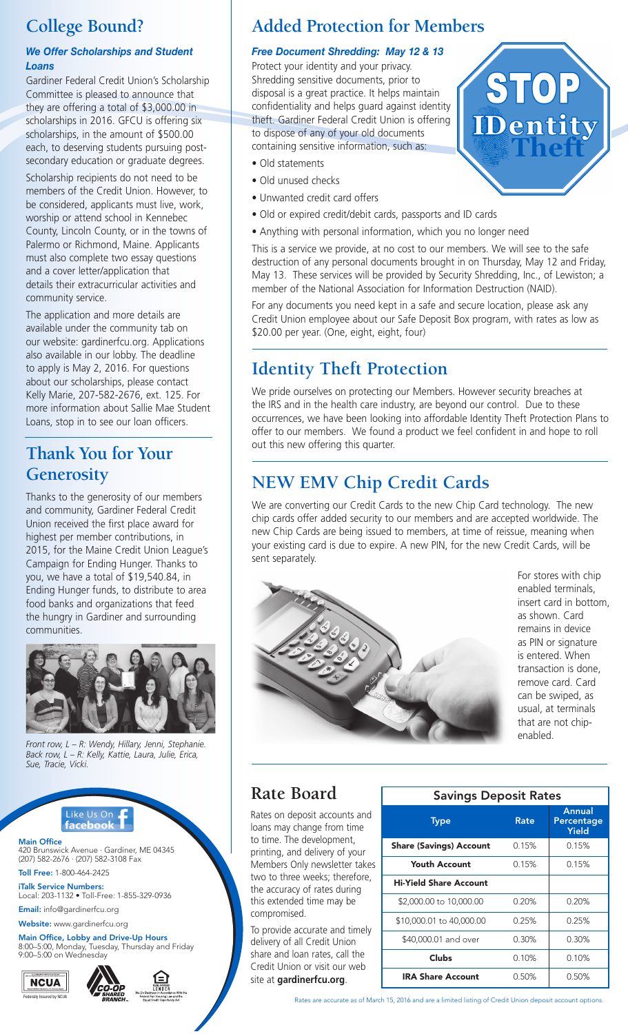## College Bound?

### *We Offer Scholarships and Student Loans*

Gardiner Federal Credit Union's Scholarship Committee is pleased to announce that they are offering a total of $3,000.00 in scholarships in 2016. GFCU is offering six scholarships, in the amount of $500.00 each, to deserving students pursuing post-secondary education or graduate degrees.

Scholarship recipients do not need to be members of the Credit Union. However, to be considered, applicants must live, work, worship or attend school in Kennebec County, Lincoln County, or in the towns of Palermo or Richmond, Maine. Applicants must also complete two essay questions and a cover letter/application that details their extracurricular activities and community service.

The application and more details are available under the community tab on our website: gardinerfcu.org. Applications also available in our lobby. The deadline to apply is May 2, 2016. For questions about our scholarships, please contact Kelly Marie, 207-582-2676, ext. 125. For more information about Sallie Mae Student Loans, stop in to see our loan officers.

## Thank You for Your Generosity

Thanks to the generosity of our members and community, Gardiner Federal Credit Union received the first place award for highest per member contributions, in 2015, for the Maine Credit Union League's Campaign for Ending Hunger. Thanks to you, we have a total of $19,540.84, in Ending Hunger funds, to distribute to area food banks and organizations that feed the hungry in Gardiner and surrounding communities.

*Front row, L – R: Wendy, Hillary, Jenni, Stephanie. Back row, L – R: Kelly, Kattie, Laura, Julie, Erica, Sue, Tracie, Vicki.*

Like Us On facebook

**Main Office**
420 Brunswick Avenue · Gardiner, ME 04345
(207) 582-2676 · (207) 582-3108 Fax

**Toll Free:** 1-800-464-2425

**iTalk Service Numbers:**
Local: 203-1132 • Toll-Free: 1-855-329-0936

**Email:** info@gardinerfcu.org

**Website:** www.gardinerfcu.org

**Main Office, Lobby and Drive-Up Hours**
8:00–5:00, Monday, Tuesday, Thursday and Friday
9:00–5:00 on Wednesday

NCUA — Federally Insured by NCUA

## Added Protection for Members

### *Free Document Shredding: May 12 & 13*

STOP IDentity Theft

Protect your identity and your privacy. Shredding sensitive documents, prior to disposal is a great practice. It helps maintain confidentiality and helps guard against identity theft. Gardiner Federal Credit Union is offering to dispose of any of your old documents containing sensitive information, such as:

- Old statements
- Old unused checks
- Unwanted credit card offers
- Old or expired credit/debit cards, passports and ID cards
- Anything with personal information, which you no longer need

This is a service we provide, at no cost to our members. We will see to the safe destruction of any personal documents brought in on Thursday, May 12 and Friday, May 13. These services will be provided by Security Shredding, Inc., of Lewiston; a member of the National Association for Information Destruction (NAID).

For any documents you need kept in a safe and secure location, please ask any Credit Union employee about our Safe Deposit Box program, with rates as low as $20.00 per year. (One, eight, eight, four)

## Identity Theft Protection

We pride ourselves on protecting our Members. However security breaches at the IRS and in the health care industry, are beyond our control. Due to these occurrences, we have been looking into affordable Identity Theft Protection Plans to offer to our members. We found a product we feel confident in and hope to roll out this new offering this quarter.

## NEW EMV Chip Credit Cards

We are converting our Credit Cards to the new Chip Card technology. The new chip cards offer added security to our members and are accepted worldwide. The new Chip Cards are being issued to members, at time of reissue, meaning when your existing card is due to expire. A new PIN, for the new Credit Cards, will be sent separately.

For stores with chip enabled terminals, insert card in bottom, as shown. Card remains in device as PIN or signature is entered. When transaction is done, remove card. Card can be swiped, as usual, at terminals that are not chip-enabled.

## Rate Board

Rates on deposit accounts and loans may change from time to time. The development, printing, and delivery of your Members Only newsletter takes two to three weeks; therefore, the accuracy of rates during this extended time may be compromised.

To provide accurate and timely delivery of all Credit Union share and loan rates, call the Credit Union or visit our web site at **gardinerfcu.org**.

**Savings Deposit Rates**

| Type | Rate | Annual Percentage Yield |
|---|---|---|
| **Share (Savings) Account** | 0.15% | 0.15% |
| **Youth Account** | 0.15% | 0.15% |
| **Hi-Yield Share Account** | | |
| $2,000.00 to 10,000.00 | 0.20% | 0.20% |
| $10,000.01 to 40,000.00 | 0.25% | 0.25% |
| $40,000.01 and over | 0.30% | 0.30% |
| **Clubs** | 0.10% | 0.10% |
| **IRA Share Account** | 0.50% | 0.50% |

Rates are accurate as of March 15, 2016 and are a limited listing of Credit Union deposit account options.